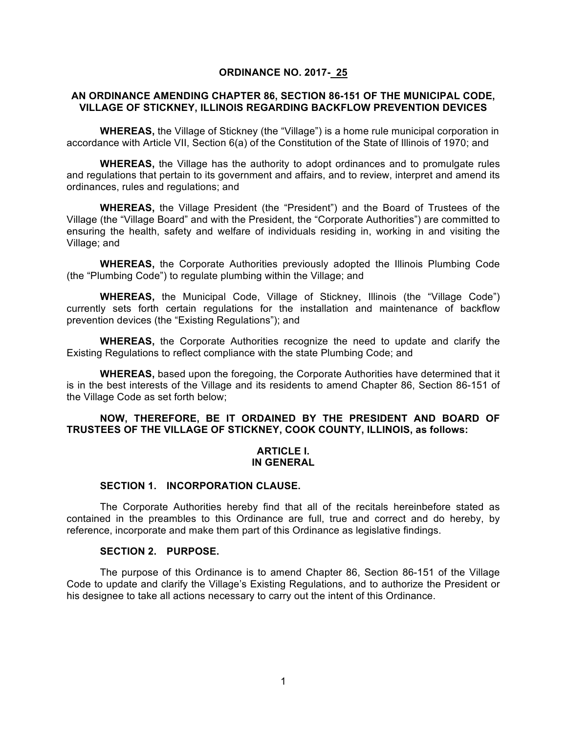# ORDINANCE NO. 2017- 25

## AN ORDINANCE AMENDING CHAPTER 86, SECTION 86-151 OF THE MUNICIPAL CODE, VILLAGE OF STICKNEY, ILLINOIS REGARDING BACKFLOW PREVENTION DEVICES

**WHEREAS,** the Village of Stickney (the "Village") is a home rule municipal corporation in accordance with Article VII, Section 6(a) of the Constitution of the State of Illinois of 1970; and

**WHEREAS,** the Village has the authority to adopt ordinances and to promulgate rules and regulations that pertain to its government and affairs, and to review, interpret and amend its ordinances, rules and regulations; and

**WHEREAS,** the Village President (the "President") and the Board of Trustees of the Village (the "Village Board" and with the President, the "Corporate Authorities") are committed to ensuring the health, safety and welfare of individuals residing in, working in and visiting the Village; and

**WHEREAS,** the Corporate Authorities previously adopted the Illinois Plumbing Code (the "Plumbing Code") to regulate plumbing within the Village; and

**WHEREAS,** the Municipal Code, Village of Stickney, Illinois (the "Village Code") currently sets forth certain regulations for the installation and maintenance of backflow prevention devices (the "Existing Regulations"); and

**WHEREAS,** the Corporate Authorities recognize the need to update and clarify the Existing Regulations to reflect compliance with the state Plumbing Code; and

**WHEREAS,** based upon the foregoing, the Corporate Authorities have determined that it is in the best interests of the Village and its residents to amend Chapter 86, Section 86-151 of the Village Code as set forth below;

**NOW, THEREFORE, BE IT ORDAINED BY THE PRESIDENT AND BOARD OF TRUSTEES OF THE VILLAGE OF STICKNEY, COOK COUNTY, ILLINOIS, as follows:**

## ARTICLE I. IN GENERAL

### SECTION 1. INCORPORATION CLAUSE.

The Corporate Authorities hereby find that all of the recitals hereinbefore stated as contained in the preambles to this Ordinance are full, true and correct and do hereby, by reference, incorporate and make them part of this Ordinance as legislative findings.

### SECTION 2. PURPOSE.

The purpose of this Ordinance is to amend Chapter 86, Section 86-151 of the Village Code to update and clarify the Village's Existing Regulations, and to authorize the President or his designee to take all actions necessary to carry out the intent of this Ordinance.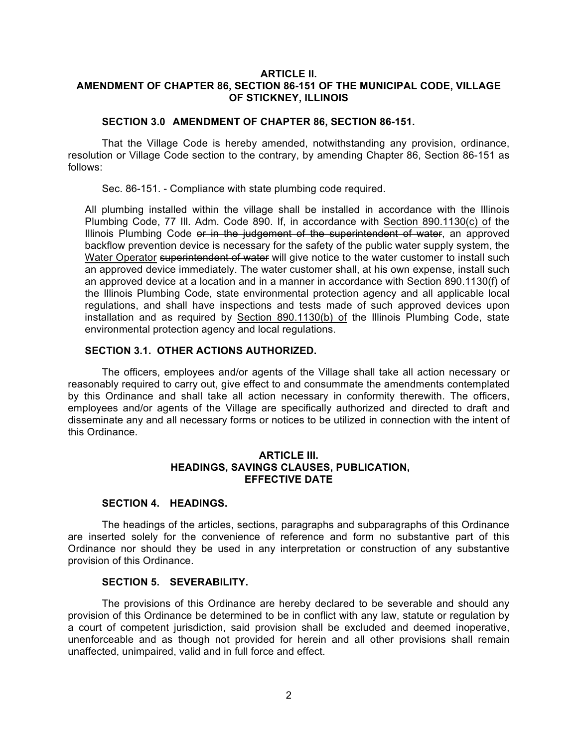**ARTICLE II.**
**AMENDMENT OF CHAPTER 86, SECTION 86-151 OF THE MUNICIPAL CODE, VILLAGE OF STICKNEY, ILLINOIS**

**SECTION 3.0 AMENDMENT OF CHAPTER 86, SECTION 86-151.**

That the Village Code is hereby amended, notwithstanding any provision, ordinance, resolution or Village Code section to the contrary, by amending Chapter 86, Section 86-151 as follows:

Sec. 86-151. - Compliance with state plumbing code required.

All plumbing installed within the village shall be installed in accordance with the Illinois Plumbing Code, 77 Ill. Adm. Code 890. If, in accordance with <u>Section 890.1130(c) of</u> the Illinois Plumbing Code ~~or in the judgement of the superintendent of water~~, an approved backflow prevention device is necessary for the safety of the public water supply system, the <u>Water Operator</u> ~~superintendent of water~~ will give notice to the water customer to install such an approved device immediately. The water customer shall, at his own expense, install such an approved device at a location and in a manner in accordance with <u>Section 890.1130(f) of</u> the Illinois Plumbing Code, state environmental protection agency and all applicable local regulations, and shall have inspections and tests made of such approved devices upon installation and as required by <u>Section 890.1130(b) of</u> the Illinois Plumbing Code, state environmental protection agency and local regulations.

**SECTION 3.1. OTHER ACTIONS AUTHORIZED.**

The officers, employees and/or agents of the Village shall take all action necessary or reasonably required to carry out, give effect to and consummate the amendments contemplated by this Ordinance and shall take all action necessary in conformity therewith. The officers, employees and/or agents of the Village are specifically authorized and directed to draft and disseminate any and all necessary forms or notices to be utilized in connection with the intent of this Ordinance.

**ARTICLE III.**
**HEADINGS, SAVINGS CLAUSES, PUBLICATION, EFFECTIVE DATE**

**SECTION 4. HEADINGS.**

The headings of the articles, sections, paragraphs and subparagraphs of this Ordinance are inserted solely for the convenience of reference and form no substantive part of this Ordinance nor should they be used in any interpretation or construction of any substantive provision of this Ordinance.

**SECTION 5. SEVERABILITY.**

The provisions of this Ordinance are hereby declared to be severable and should any provision of this Ordinance be determined to be in conflict with any law, statute or regulation by a court of competent jurisdiction, said provision shall be excluded and deemed inoperative, unenforceable and as though not provided for herein and all other provisions shall remain unaffected, unimpaired, valid and in full force and effect.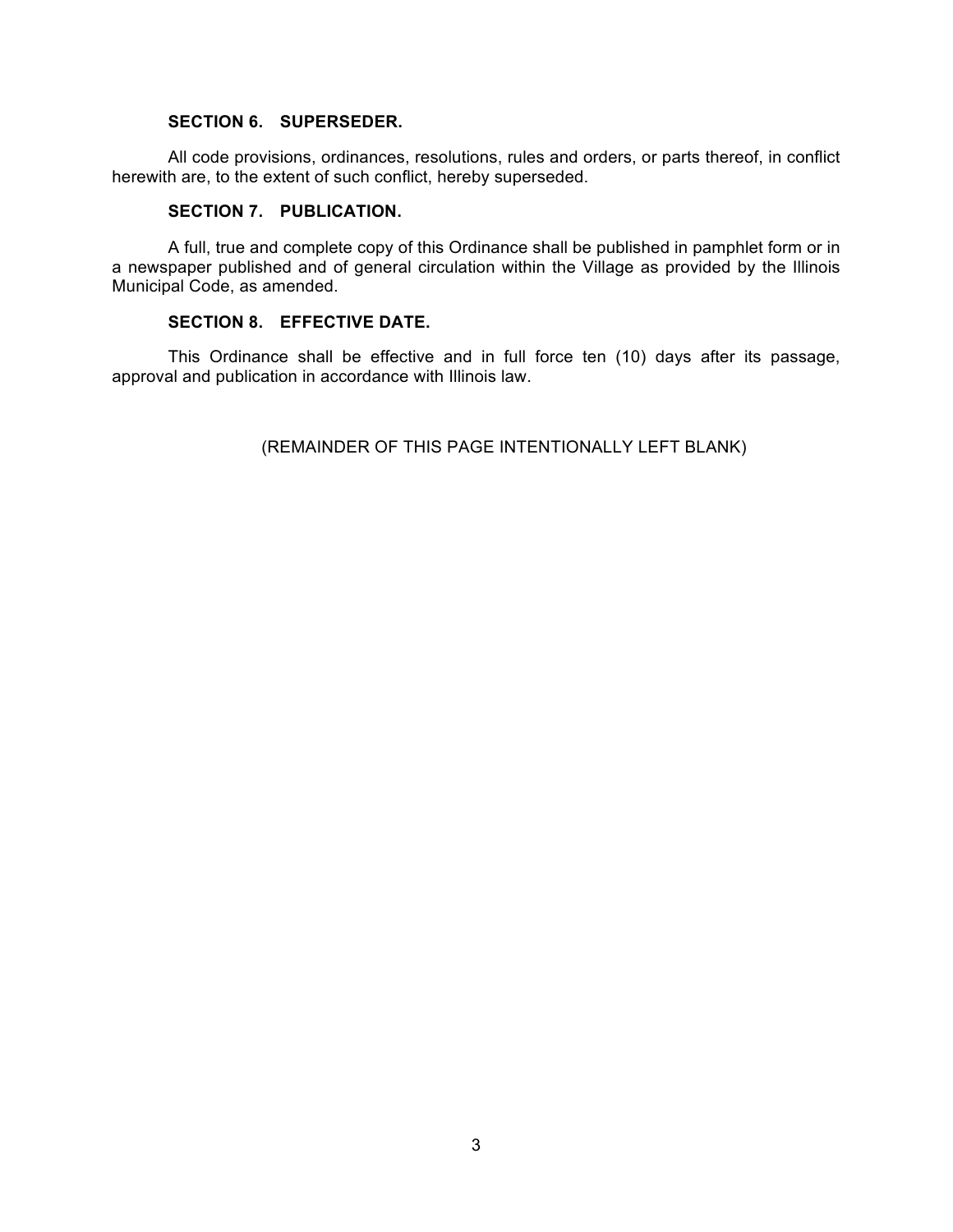**SECTION 6. SUPERSEDER.**

All code provisions, ordinances, resolutions, rules and orders, or parts thereof, in conflict herewith are, to the extent of such conflict, hereby superseded.

**SECTION 7. PUBLICATION.**

A full, true and complete copy of this Ordinance shall be published in pamphlet form or in a newspaper published and of general circulation within the Village as provided by the Illinois Municipal Code, as amended.

**SECTION 8. EFFECTIVE DATE.**

This Ordinance shall be effective and in full force ten (10) days after its passage, approval and publication in accordance with Illinois law.

(REMAINDER OF THIS PAGE INTENTIONALLY LEFT BLANK)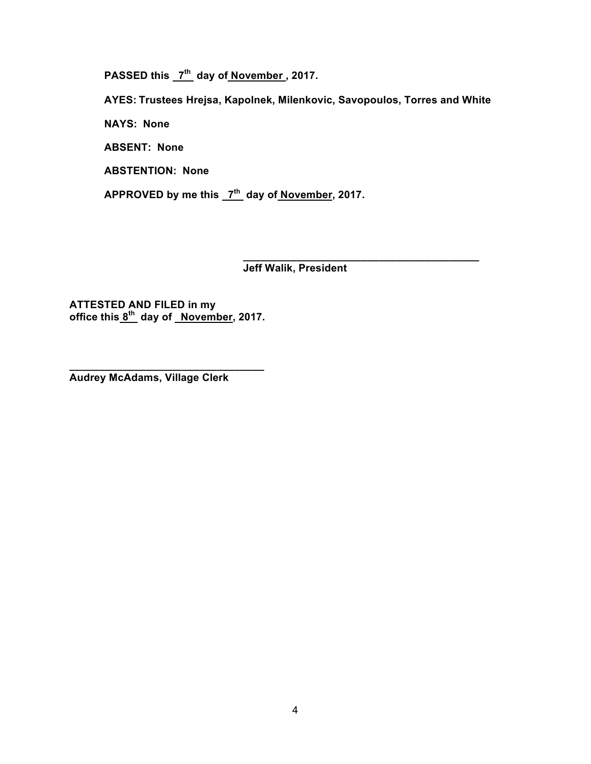**PASSED this 7th day of November, 2017.**

**AYES: Trustees Hrejsa, Kapolnek, Milenkovic, Savopoulos, Torres and White**

**NAYS: None**

**ABSENT: None**

**ABSTENTION: None**

**APPROVED by me this 7th day of November, 2017.**

\_\_\_\_\_\_\_\_\_\_\_\_\_\_\_\_\_\_\_\_\_\_\_\_\_\_\_\_\_\_\_\_\_\_\_\_\_\_\_\_\_\_
**Jeff Walik, President**

**ATTESTED AND FILED in my office this 8th day of November, 2017.**

\_\_\_\_\_\_\_\_\_\_\_\_\_\_\_\_\_\_\_\_\_\_\_\_\_\_\_\_\_\_\_\_\_\_\_
**Audrey McAdams, Village Clerk**